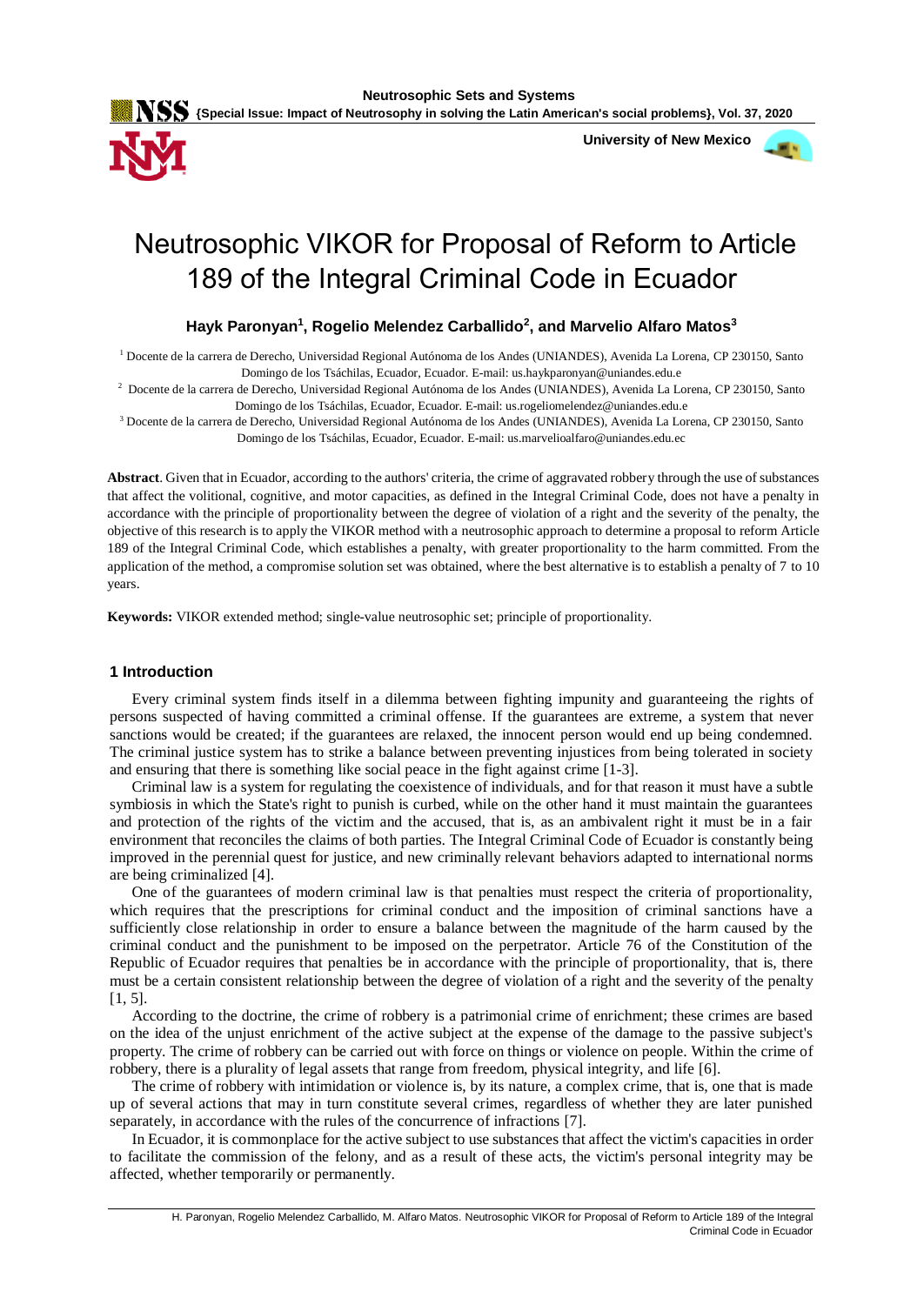# Neutrosophic VIKOR for Proposal of Reform to Article 189 of the Integral Criminal Code in Ecuador

**Hayk Paronyan[1], Rogelio Melendez Carballido[2], and Marvelio Alfaro Matos[3]**

[1] Docente de la carrera de Derecho, Universidad Regional Autónoma de los Andes (UNIANDES), Avenida La Lorena, CP 230150, Santo Domingo de los Tsáchilas, Ecuador, Ecuador. E-mail: us.haykparonyan@uniandes.edu.e

[2] Docente de la carrera de Derecho, Universidad Regional Autónoma de los Andes (UNIANDES), Avenida La Lorena, CP 230150, Santo Domingo de los Tsáchilas, Ecuador, Ecuador. E-mail: us.rogeliomelendez@uniandes.edu.e

[3] Docente de la carrera de Derecho, Universidad Regional Autónoma de los Andes (UNIANDES), Avenida La Lorena, CP 230150, Santo Domingo de los Tsáchilas, Ecuador, Ecuador. E-mail: us.marvelioalfaro@uniandes.edu.ec

**Abstract**. Given that in Ecuador, according to the authors' criteria, the crime of aggravated robbery through the use of substances that affect the volitional, cognitive, and motor capacities, as defined in the Integral Criminal Code, does not have a penalty in accordance with the principle of proportionality between the degree of violation of a right and the severity of the penalty, the objective of this research is to apply the VIKOR method with a neutrosophic approach to determine a proposal to reform Article 189 of the Integral Criminal Code, which establishes a penalty, with greater proportionality to the harm committed. From the application of the method, a compromise solution set was obtained, where the best alternative is to establish a penalty of 7 to 10 years.

**Keywords:** VIKOR extended method; single-value neutrosophic set; principle of proportionality.

## 1 Introduction

Every criminal system finds itself in a dilemma between fighting impunity and guaranteeing the rights of persons suspected of having committed a criminal offense. If the guarantees are extreme, a system that never sanctions would be created; if the guarantees are relaxed, the innocent person would end up being condemned. The criminal justice system has to strike a balance between preventing injustices from being tolerated in society and ensuring that there is something like social peace in the fight against crime [1-3].

Criminal law is a system for regulating the coexistence of individuals, and for that reason it must have a subtle symbiosis in which the State's right to punish is curbed, while on the other hand it must maintain the guarantees and protection of the rights of the victim and the accused, that is, as an ambivalent right it must be in a fair environment that reconciles the claims of both parties. The Integral Criminal Code of Ecuador is constantly being improved in the perennial quest for justice, and new criminally relevant behaviors adapted to international norms are being criminalized [4].

One of the guarantees of modern criminal law is that penalties must respect the criteria of proportionality, which requires that the prescriptions for criminal conduct and the imposition of criminal sanctions have a sufficiently close relationship in order to ensure a balance between the magnitude of the harm caused by the criminal conduct and the punishment to be imposed on the perpetrator. Article 76 of the Constitution of the Republic of Ecuador requires that penalties be in accordance with the principle of proportionality, that is, there must be a certain consistent relationship between the degree of violation of a right and the severity of the penalty [1, 5].

According to the doctrine, the crime of robbery is a patrimonial crime of enrichment; these crimes are based on the idea of the unjust enrichment of the active subject at the expense of the damage to the passive subject's property. The crime of robbery can be carried out with force on things or violence on people. Within the crime of robbery, there is a plurality of legal assets that range from freedom, physical integrity, and life [6].

The crime of robbery with intimidation or violence is, by its nature, a complex crime, that is, one that is made up of several actions that may in turn constitute several crimes, regardless of whether they are later punished separately, in accordance with the rules of the concurrence of infractions [7].

In Ecuador, it is commonplace for the active subject to use substances that affect the victim's capacities in order to facilitate the commission of the felony, and as a result of these acts, the victim's personal integrity may be affected, whether temporarily or permanently.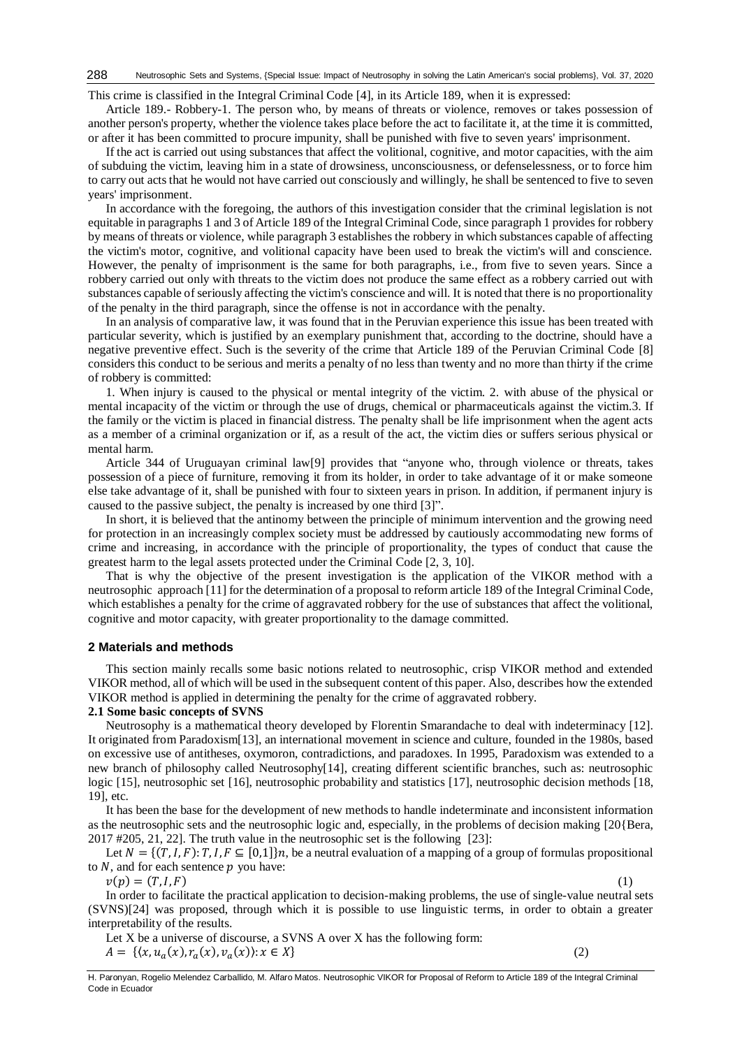This crime is classified in the Integral Criminal Code [4], in its Article 189, when it is expressed:

Article 189.- Robbery-1. The person who, by means of threats or violence, removes or takes possession of another person's property, whether the violence takes place before the act to facilitate it, at the time it is committed, or after it has been committed to procure impunity, shall be punished with five to seven years' imprisonment.

If the act is carried out using substances that affect the volitional, cognitive, and motor capacities, with the aim of subduing the victim, leaving him in a state of drowsiness, unconsciousness, or defenselessness, or to force him to carry out acts that he would not have carried out consciously and willingly, he shall be sentenced to five to seven years' imprisonment.

In accordance with the foregoing, the authors of this investigation consider that the criminal legislation is not equitable in paragraphs 1 and 3 of Article 189 of the Integral Criminal Code, since paragraph 1 provides for robbery by means of threats or violence, while paragraph 3 establishes the robbery in which substances capable of affecting the victim's motor, cognitive, and volitional capacity have been used to break the victim's will and conscience. However, the penalty of imprisonment is the same for both paragraphs, i.e., from five to seven years. Since a robbery carried out only with threats to the victim does not produce the same effect as a robbery carried out with substances capable of seriously affecting the victim's conscience and will. It is noted that there is no proportionality of the penalty in the third paragraph, since the offense is not in accordance with the penalty.

In an analysis of comparative law, it was found that in the Peruvian experience this issue has been treated with particular severity, which is justified by an exemplary punishment that, according to the doctrine, should have a negative preventive effect. Such is the severity of the crime that Article 189 of the Peruvian Criminal Code [8] considers this conduct to be serious and merits a penalty of no less than twenty and no more than thirty if the crime of robbery is committed:

1. When injury is caused to the physical or mental integrity of the victim. 2. with abuse of the physical or mental incapacity of the victim or through the use of drugs, chemical or pharmaceuticals against the victim.3. If the family or the victim is placed in financial distress. The penalty shall be life imprisonment when the agent acts as a member of a criminal organization or if, as a result of the act, the victim dies or suffers serious physical or mental harm.

Article 344 of Uruguayan criminal law[9] provides that "anyone who, through violence or threats, takes possession of a piece of furniture, removing it from its holder, in order to take advantage of it or make someone else take advantage of it, shall be punished with four to sixteen years in prison. In addition, if permanent injury is caused to the passive subject, the penalty is increased by one third [3]".

In short, it is believed that the antinomy between the principle of minimum intervention and the growing need for protection in an increasingly complex society must be addressed by cautiously accommodating new forms of crime and increasing, in accordance with the principle of proportionality, the types of conduct that cause the greatest harm to the legal assets protected under the Criminal Code [2, 3, 10].

That is why the objective of the present investigation is the application of the VIKOR method with a neutrosophic approach [11] for the determination of a proposal to reform article 189 of the Integral Criminal Code, which establishes a penalty for the crime of aggravated robbery for the use of substances that affect the volitional, cognitive and motor capacity, with greater proportionality to the damage committed.

## 2 Materials and methods

This section mainly recalls some basic notions related to neutrosophic, crisp VIKOR method and extended VIKOR method, all of which will be used in the subsequent content of this paper. Also, describes how the extended VIKOR method is applied in determining the penalty for the crime of aggravated robbery.

### 2.1 Some basic concepts of SVNS

Neutrosophy is a mathematical theory developed by Florentin Smarandache to deal with indeterminacy [12]. It originated from Paradoxism[13], an international movement in science and culture, founded in the 1980s, based on excessive use of antitheses, oxymoron, contradictions, and paradoxes. In 1995, Paradoxism was extended to a new branch of philosophy called Neutrosophy[14], creating different scientific branches, such as: neutrosophic logic [15], neutrosophic set [16], neutrosophic probability and statistics [17], neutrosophic decision methods [18, 19], etc.

It has been the base for the development of new methods to handle indeterminate and inconsistent information as the neutrosophic sets and the neutrosophic logic and, especially, in the problems of decision making [20{Bera, 2017 #205, 21, 22]. The truth value in the neutrosophic set is the following [23]:

Let $N = \{(T, I, F): T, I, F \subseteq [0,1]\}n$, be a neutral evaluation of a mapping of a group of formulas propositional to $N$, and for each sentence $p$ you have:

$$v(p) = (T, I, F) \tag{1}$$

In order to facilitate the practical application to decision-making problems, the use of single-value neutral sets (SVNS)[24] was proposed, through which it is possible to use linguistic terms, in order to obtain a greater interpretability of the results.

Let X be a universe of discourse, a SVNS A over X has the following form:

$$A = \{\langle x, u_a(x), r_a(x), v_a(x)\rangle : x \in X\} \tag{2}$$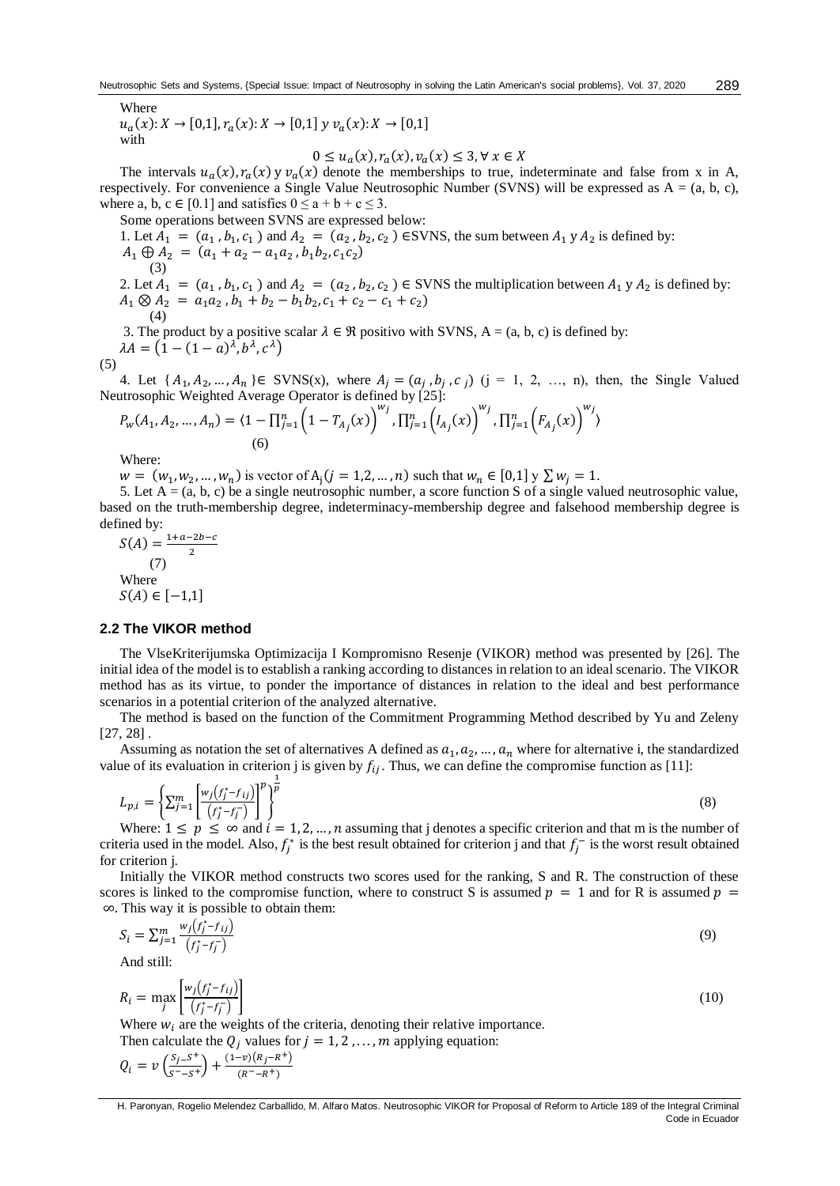Where
$u_a(x): X \to [0,1], r_a(x): X \to [0,1]$ y $v_a(x): X \to [0,1]$
with

$$0 \leq u_a(x), r_a(x), v_a(x) \leq 3, \forall x \in X$$

The intervals $u_a(x), r_a(x)$ y $v_a(x)$ denote the memberships to true, indeterminate and false from x in A, respectively. For convenience a Single Value Neutrosophic Number (SVNS) will be expressed as A = (a, b, c), where a, b, c ∈ [0.1] and satisfies $0 \leq a + b + c \leq 3$.

Some operations between SVNS are expressed below:

1. Let $A_1 = (a_1, b_1, c_1)$ and $A_2 = (a_2, b_2, c_2) \in$SVNS, the sum between $A_1$ y $A_2$ is defined by:
$A_1 \oplus A_2 = (a_1 + a_2 - a_1 a_2, b_1 b_2, c_1 c_2)$
(3)

2. Let $A_1 = (a_1, b_1, c_1)$ and $A_2 = (a_2, b_2, c_2) \in$ SVNS the multiplication between $A_1$ y $A_2$ is defined by:
$A_1 \otimes A_2 = a_1 a_2, b_1 + b_2 - b_1 b_2, c_1 + c_2 - c_1 + c_2)$
(4)

3. The product by a positive scalar $\lambda \in \Re$ positivo with SVNS, A = (a, b, c) is defined by:
$\lambda A = \left(1 - (1 - a)^{\lambda}, b^{\lambda}, c^{\lambda}\right)$
(5)

4. Let $\{A_1, A_2, \dots, A_n\} \in$ SVNS(x), where $A_j = (a_j, b_j, c_j)$ (j = 1, 2, …, n), then, the Single Valued Neutrosophic Weighted Average Operator is defined by [25]:

$$P_w(A_1, A_2, \dots, A_n) = \langle 1 - \prod_{j=1}^{n}\left(1 - T_{A_j}(x)\right)^{w_j}, \prod_{j=1}^{n}\left(I_{A_j}(x)\right)^{w_j}, \prod_{j=1}^{n}\left(F_{A_j}(x)\right)^{w_j} \rangle \quad (6)$$

Where:
$w = (w_1, w_2, \dots, w_n)$ is vector of $A_j (j = 1, 2, \dots, n)$ such that $w_n \in [0,1]$ y $\sum w_j = 1$.

5. Let A = (a, b, c) be a single neutrosophic number, a score function S of a single valued neutrosophic value, based on the truth-membership degree, indeterminacy-membership degree and falsehood membership degree is defined by:

$$S(A) = \frac{1 + a - 2b - c}{2} \quad (7)$$

Where
$S(A) \in [-1,1]$

## 2.2 The VIKOR method

The VlseKriterijumska Optimizacija I Kompromisno Resenje (VIKOR) method was presented by [26]. The initial idea of the model is to establish a ranking according to distances in relation to an ideal scenario. The VIKOR method has as its virtue, to ponder the importance of distances in relation to the ideal and best performance scenarios in a potential criterion of the analyzed alternative.

The method is based on the function of the Commitment Programming Method described by Yu and Zeleny [27, 28] .

Assuming as notation the set of alternatives A defined as $a_1, a_2, \dots, a_n$ where for alternative i, the standardized value of its evaluation in criterion j is given by $f_{ij}$. Thus, we can define the compromise function as [11]:

$$L_{p,i} = \left\{\sum_{j=1}^{m}\left[\frac{w_j\left(f_j^* - f_{ij}\right)}{\left(f_j^* - f_j^-\right)}\right]^p\right\}^{\frac{1}{p}} \quad (8)$$

Where: $1 \leq p \leq \infty$ and $i = 1, 2, \dots, n$ assuming that j denotes a specific criterion and that m is the number of criteria used in the model. Also, $f_j^*$ is the best result obtained for criterion j and that $f_j^-$ is the worst result obtained for criterion j.

Initially the VIKOR method constructs two scores used for the ranking, S and R. The construction of these scores is linked to the compromise function, where to construct S is assumed $p = 1$ and for R is assumed $p = \infty$. This way it is possible to obtain them:

$$S_i = \sum_{j=1}^{m} \frac{w_j\left(f_j^* - f_{ij}\right)}{\left(f_j^* - f_j^-\right)} \quad (9)$$

And still:

$$R_i = \max_j \left[\frac{w_j\left(f_j^* - f_{ij}\right)}{\left(f_j^* - f_j^-\right)}\right] \quad (10)$$

Where $w_i$ are the weights of the criteria, denoting their relative importance.

Then calculate the $Q_j$ values for $j = 1, 2, \dots, m$ applying equation:

$$Q_i = v\left(\frac{S_j - S^+}{S^- - S^+}\right) + \frac{(1 - v)\left(R_j - R^+\right)}{\left(R^- - R^+\right)}$$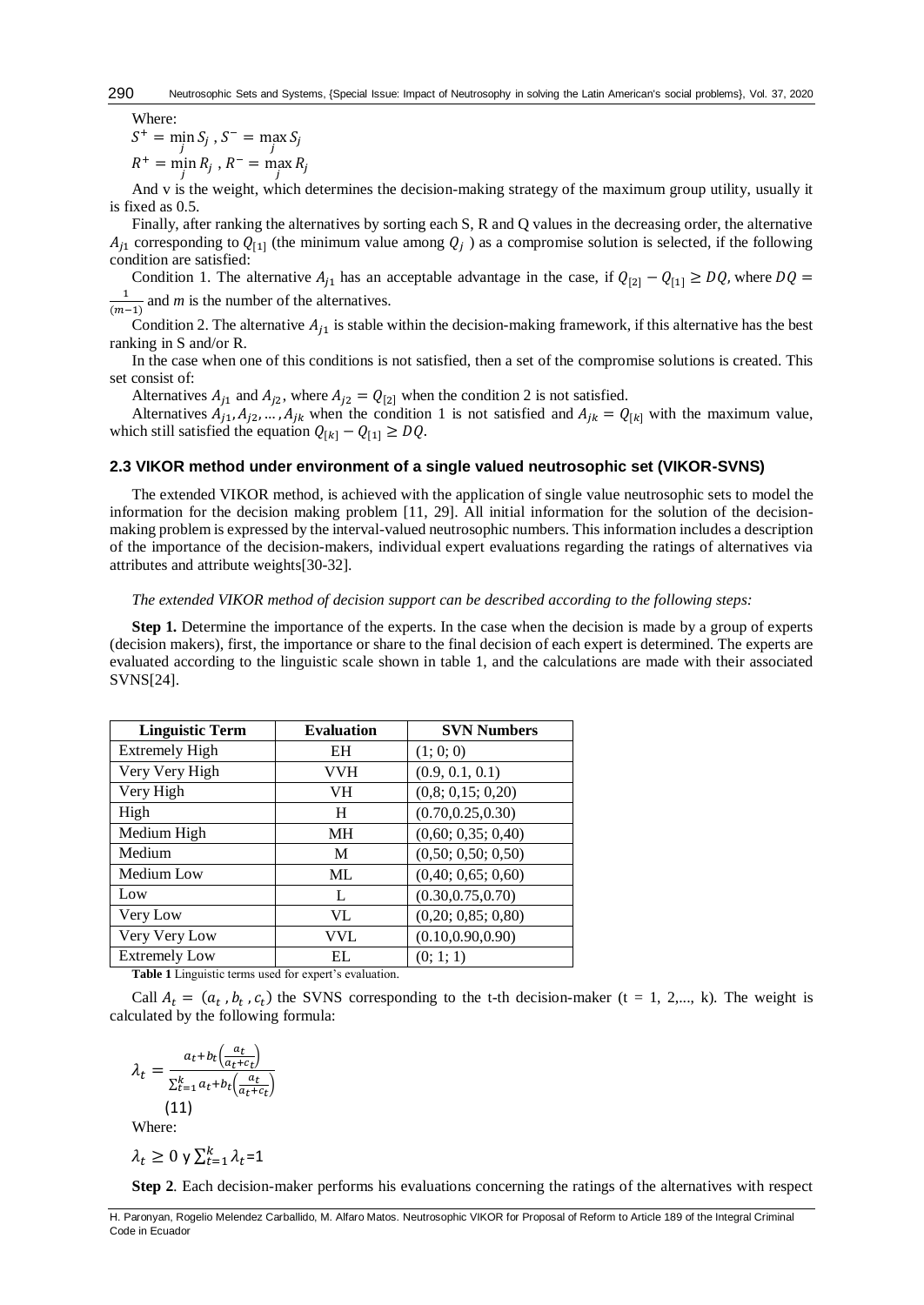Where:

$S^{+} = \min_{j} S_j$ , $S^{-} = \max_{j} S_j$

$R^{+} = \min_{j} R_j$ , $R^{-} = \max_{j} R_j$

And v is the weight, which determines the decision-making strategy of the maximum group utility, usually it is fixed as 0.5.

Finally, after ranking the alternatives by sorting each S, R and Q values in the decreasing order, the alternative $A_{j1}$ corresponding to $Q_{[1]}$ (the minimum value among $Q_j$ ) as a compromise solution is selected, if the following condition are satisfied:

Condition 1. The alternative $A_{j1}$ has an acceptable advantage in the case, if $Q_{[2]} - Q_{[1]} \geq DQ$, where $DQ = \frac{1}{(m-1)}$ and *m* is the number of the alternatives.

Condition 2. The alternative $A_{j1}$ is stable within the decision-making framework, if this alternative has the best ranking in S and/or R.

In the case when one of this conditions is not satisfied, then a set of the compromise solutions is created. This set consist of:

Alternatives $A_{j1}$ and $A_{j2}$, where $A_{j2} = Q_{[2]}$ when the condition 2 is not satisfied.

Alternatives $A_{j1}, A_{j2}, \ldots, A_{jk}$ when the condition 1 is not satisfied and $A_{jk} = Q_{[k]}$ with the maximum value, which still satisfied the equation $Q_{[k]} - Q_{[1]} \geq DQ$.

### 2.3 VIKOR method under environment of a single valued neutrosophic set (VIKOR-SVNS)

The extended VIKOR method, is achieved with the application of single value neutrosophic sets to model the information for the decision making problem [11, 29]. All initial information for the solution of the decision-making problem is expressed by the interval-valued neutrosophic numbers. This information includes a description of the importance of the decision-makers, individual expert evaluations regarding the ratings of alternatives via attributes and attribute weights[30-32].

*The extended VIKOR method of decision support can be described according to the following steps:*

**Step 1.** Determine the importance of the experts. In the case when the decision is made by a group of experts (decision makers), first, the importance or share to the final decision of each expert is determined. The experts are evaluated according to the linguistic scale shown in table 1, and the calculations are made with their associated SVNS[24].

| Linguistic Term | Evaluation | SVN Numbers |
|---|---|---|
| Extremely High | EH | (1; 0; 0) |
| Very Very High | VVH | (0.9, 0.1, 0.1) |
| Very High | VH | (0,8; 0,15; 0,20) |
| High | H | (0.70,0.25,0.30) |
| Medium High | MH | (0,60; 0,35; 0,40) |
| Medium | M | (0,50; 0,50; 0,50) |
| Medium Low | ML | (0,40; 0,65; 0,60) |
| Low | L | (0.30,0.75,0.70) |
| Very Low | VL | (0,20; 0,85; 0,80) |
| Very Very Low | VVL | (0.10,0.90,0.90) |
| Extremely Low | EL | (0; 1; 1) |

**Table 1** Linguistic terms used for expert's evaluation.

Call $A_t = (a_t, b_t, c_t)$ the SVNS corresponding to the t-th decision-maker (t = 1, 2,..., k). The weight is calculated by the following formula:

$$\lambda_t = \frac{a_t + b_t\left(\frac{a_t}{a_t + c_t}\right)}{\sum_{t=1}^{k} a_t + b_t\left(\frac{a_t}{a_t + c_t}\right)} \tag{11}$$

Where:

$\lambda_t \geq 0$ y $\sum_{t=1}^{k} \lambda_t = 1$

**Step 2**. Each decision-maker performs his evaluations concerning the ratings of the alternatives with respect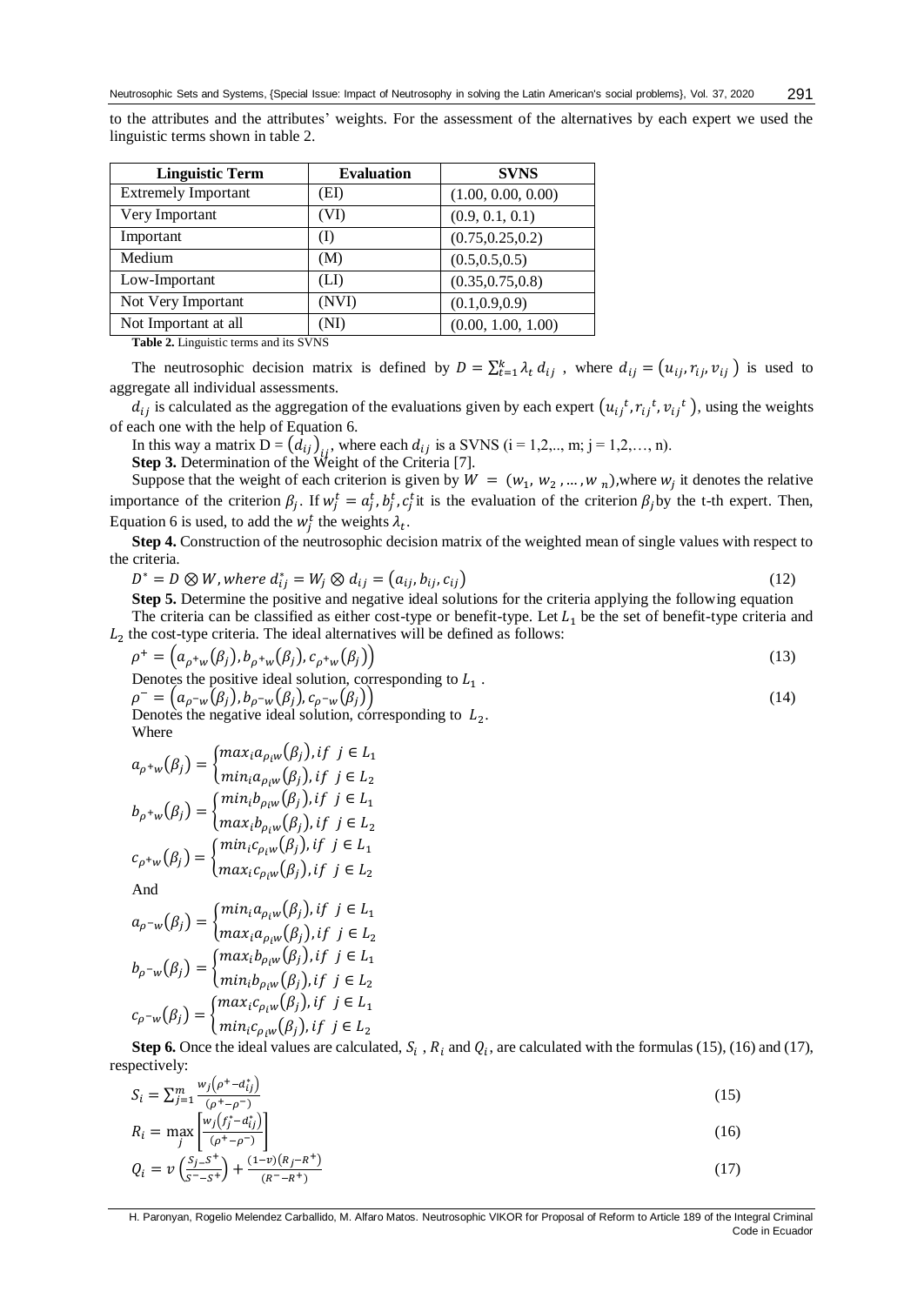to the attributes and the attributes' weights. For the assessment of the alternatives by each expert we used the linguistic terms shown in table 2.

| Linguistic Term | Evaluation | SVNS |
|---|---|---|
| Extremely Important | (EI) | (1.00, 0.00, 0.00) |
| Very Important | (VI) | (0.9, 0.1, 0.1) |
| Important | (I) | (0.75,0.25,0.2) |
| Medium | (M) | (0.5,0.5,0.5) |
| Low-Important | (LI) | (0.35,0.75,0.8) |
| Not Very Important | (NVI) | (0.1,0.9,0.9) |
| Not Important at all | (NI) | (0.00, 1.00, 1.00) |

**Table 2.** Linguistic terms and its SVNS

The neutrosophic decision matrix is defined by $D = \sum_{t=1}^{k} \lambda_t \, d_{ij}$ , where $d_{ij} = (u_{ij}, r_{ij}, v_{ij})$ is used to aggregate all individual assessments.

$d_{ij}$ is calculated as the aggregation of the evaluations given by each expert $(u_{ij}{}^t, r_{ij}{}^t, v_{ij}{}^t)$, using the weights of each one with the help of Equation 6.

In this way a matrix $D = (d_{ij})_{ij}$, where each $d_{ij}$ is a SVNS (i = 1,2,.., m; j = 1,2,…, n).

**Step 3.** Determination of the Weight of the Criteria [7].

Suppose that the weight of each criterion is given by $W = (w_1, w_2, \ldots, w_n)$,where $w_j$ it denotes the relative importance of the criterion $\beta_j$. If $w_j^t = a_j^t, b_j^t, c_j^t$ it is the evaluation of the criterion $\beta_j$ by the t-th expert. Then, Equation 6 is used, to add the $w_j^t$ the weights $\lambda_t$.

**Step 4.** Construction of the neutrosophic decision matrix of the weighted mean of single values with respect to the criteria.

$$D^* = D \otimes W, \text{ where } d_{ij}^* = W_j \otimes d_{ij} = (a_{ij}, b_{ij}, c_{ij}) \tag{12}$$

**Step 5.** Determine the positive and negative ideal solutions for the criteria applying the following equation

The criteria can be classified as either cost-type or benefit-type. Let $L_1$ be the set of benefit-type criteria and $L_2$ the cost-type criteria. The ideal alternatives will be defined as follows:

$$\rho^+ = \left(a_{\rho^+w}(\beta_j), b_{\rho^+w}(\beta_j), c_{\rho^+w}(\beta_j)\right) \tag{13}$$

Denotes the positive ideal solution, corresponding to $L_1$ .

$$\rho^- = \left(a_{\rho^-w}(\beta_j), b_{\rho^-w}(\beta_j), c_{\rho^-w}(\beta_j)\right) \tag{14}$$

Denotes the negative ideal solution, corresponding to $L_2$.

Where

$$a_{\rho^+w}(\beta_j) = \begin{cases} max_i a_{\rho_i w}(\beta_j), & if \;\; j \in L_1 \\ min_i a_{\rho_i w}(\beta_j), & if \;\; j \in L_2 \end{cases}$$

$$b_{\rho^+w}(\beta_j) = \begin{cases} min_i b_{\rho_i w}(\beta_j), & if \;\; j \in L_1 \\ max_i b_{\rho_i w}(\beta_j), & if \;\; j \in L_2 \end{cases}$$

$$c_{\rho^+w}(\beta_j) = \begin{cases} min_i c_{\rho_i w}(\beta_j), & if \;\; j \in L_1 \\ max_i c_{\rho_i w}(\beta_j), & if \;\; j \in L_2 \end{cases}$$

And

$$a_{\rho^-w}(\beta_j) = \begin{cases} min_i a_{\rho_i w}(\beta_j), & if \;\; j \in L_1 \\ max_i a_{\rho_i w}(\beta_j), & if \;\; j \in L_2 \end{cases}$$

$$b_{\rho^-w}(\beta_j) = \begin{cases} max_i b_{\rho_i w}(\beta_j), & if \;\; j \in L_1 \\ min_i b_{\rho_i w}(\beta_j), & if \;\; j \in L_2 \end{cases}$$

$$c_{\rho^-w}(\beta_j) = \begin{cases} max_i c_{\rho_i w}(\beta_j), & if \;\; j \in L_1 \\ min_i c_{\rho_i w}(\beta_j), & if \;\; j \in L_2 \end{cases}$$

**Step 6.** Once the ideal values are calculated, $S_i$ , $R_i$ and $Q_i$, are calculated with the formulas (15), (16) and (17), respectively:

$$S_i = \sum_{j=1}^{m} \frac{w_j(\rho^+ - d_{ij}^*)}{(\rho^+ - \rho^-)} \tag{15}$$

$$R_i = \max_j \left[ \frac{w_j(f_j^* - d_{ij}^*)}{(\rho^+ - \rho^-)} \right] \tag{16}$$

$$Q_i = v\left(\frac{S_j - S^+}{S^- - S^+}\right) + \frac{(1-v)(R_j - R^+)}{(R^- - R^+)} \tag{17}$$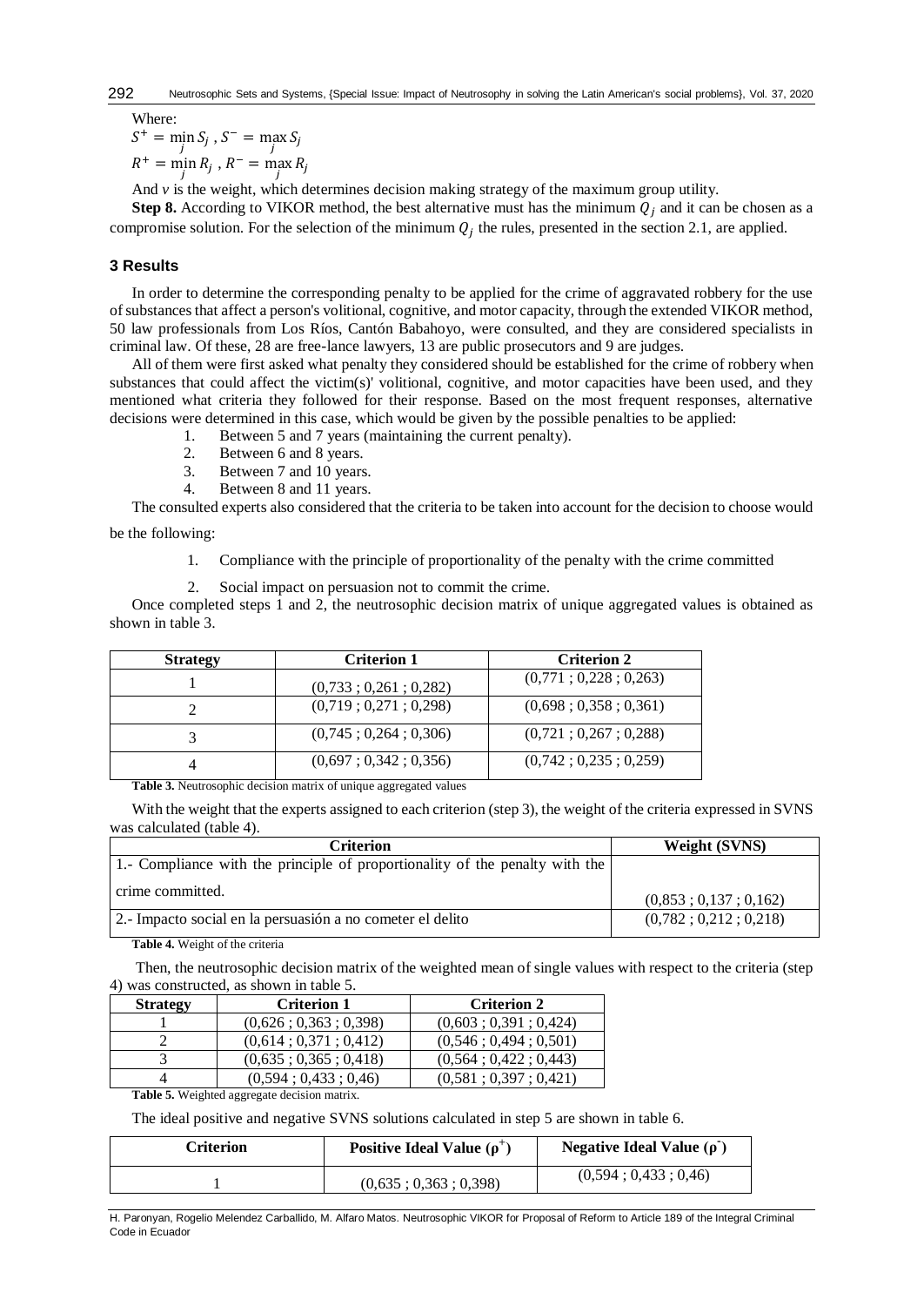Where:

$S^+ = \min_j S_j$ , $S^- = \max_j S_j$

$R^+ = \min_j R_j$ , $R^- = \max_j R_j$

And $v$ is the weight, which determines decision making strategy of the maximum group utility.

**Step 8.** According to VIKOR method, the best alternative must has the minimum $Q_j$ and it can be chosen as a compromise solution. For the selection of the minimum $Q_j$ the rules, presented in the section 2.1, are applied.

## 3 Results

In order to determine the corresponding penalty to be applied for the crime of aggravated robbery for the use of substances that affect a person's volitional, cognitive, and motor capacity, through the extended VIKOR method, 50 law professionals from Los Ríos, Cantón Babahoyo, were consulted, and they are considered specialists in criminal law. Of these, 28 are free-lance lawyers, 13 are public prosecutors and 9 are judges.

All of them were first asked what penalty they considered should be established for the crime of robbery when substances that could affect the victim(s)' volitional, cognitive, and motor capacities have been used, and they mentioned what criteria they followed for their response. Based on the most frequent responses, alternative decisions were determined in this case, which would be given by the possible penalties to be applied:

1. Between 5 and 7 years (maintaining the current penalty).
2. Between 6 and 8 years.
3. Between 7 and 10 years.
4. Between 8 and 11 years.

The consulted experts also considered that the criteria to be taken into account for the decision to choose would be the following:

1. Compliance with the principle of proportionality of the penalty with the crime committed
2. Social impact on persuasion not to commit the crime.

Once completed steps 1 and 2, the neutrosophic decision matrix of unique aggregated values is obtained as shown in table 3.

| Strategy | Criterion 1 | Criterion 2 |
|---|---|---|
| 1 | (0,733 ; 0,261 ; 0,282) | (0,771 ; 0,228 ; 0,263) |
| 2 | (0,719 ; 0,271 ; 0,298) | (0,698 ; 0,358 ; 0,361) |
| 3 | (0,745 ; 0,264 ; 0,306) | (0,721 ; 0,267 ; 0,288) |
| 4 | (0,697 ; 0,342 ; 0,356) | (0,742 ; 0,235 ; 0,259) |

**Table 3.** Neutrosophic decision matrix of unique aggregated values

With the weight that the experts assigned to each criterion (step 3), the weight of the criteria expressed in SVNS was calculated (table 4).

| Criterion | Weight (SVNS) |
|---|---|
| 1.- Compliance with the principle of proportionality of the penalty with the crime committed. | (0,853 ; 0,137 ; 0,162) |
| 2.- Impacto social en la persuasión a no cometer el delito | (0,782 ; 0,212 ; 0,218) |

**Table 4.** Weight of the criteria

Then, the neutrosophic decision matrix of the weighted mean of single values with respect to the criteria (step 4) was constructed, as shown in table 5.

| Strategy | Criterion 1 | Criterion 2 |
|---|---|---|
| 1 | (0,626 ; 0,363 ; 0,398) | (0,603 ; 0,391 ; 0,424) |
| 2 | (0,614 ; 0,371 ; 0,412) | (0,546 ; 0,494 ; 0,501) |
| 3 | (0,635 ; 0,365 ; 0,418) | (0,564 ; 0,422 ; 0,443) |
| 4 | (0,594 ; 0,433 ; 0,46) | (0,581 ; 0,397 ; 0,421) |

**Table 5.** Weighted aggregate decision matrix.

The ideal positive and negative SVNS solutions calculated in step 5 are shown in table 6.

| Criterion | Positive Ideal Value ($\rho^+$) | Negative Ideal Value ($\rho^-$) |
|---|---|---|
| 1 | (0,635 ; 0,363 ; 0,398) | (0,594 ; 0,433 ; 0,46) |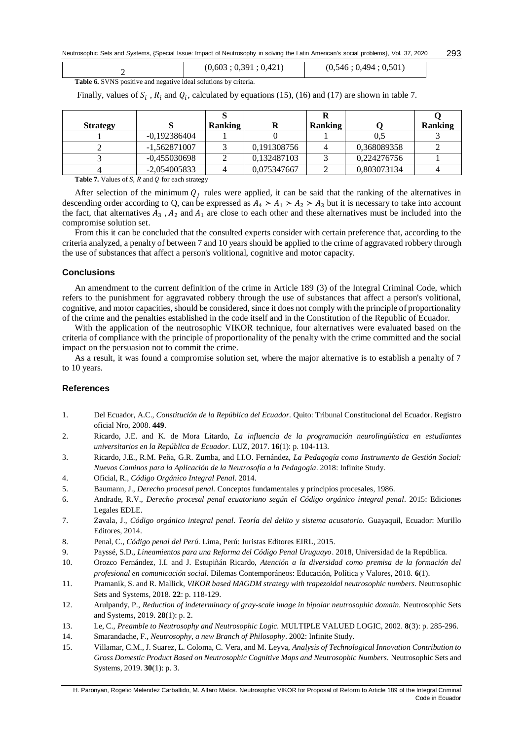| 2 | (0,603 ; 0,391 ; 0,421) | (0,546 ; 0,494 ; 0,501) |
|---|---|---|

**Table 6.** SVNS positive and negative ideal solutions by criteria.

Finally, values of $S_i$ , $R_i$ and $Q_i$, calculated by equations (15), (16) and (17) are shown in table 7.

| Strategy | S | S Ranking | R | R Ranking | Q | Q Ranking |
|---|---|---|---|---|---|---|
| 1 | -0,192386404 | 1 | 0 | 1 | 0,5 | 3 |
| 2 | -1,562871007 | 3 | 0,191308756 | 4 | 0,368089358 | 2 |
| 3 | -0,455030698 | 2 | 0,132487103 | 3 | 0,224276756 | 1 |
| 4 | -2,054005833 | 4 | 0,075347667 | 2 | 0,803073134 | 4 |

**Table 7.** Values of *S, R* and *Q* for each strategy

After selection of the minimum $Q_j$ rules were applied, it can be said that the ranking of the alternatives in descending order according to Q, can be expressed as $A_4 \succ A_1 \succ A_2 \succ A_3$ but it is necessary to take into account the fact, that alternatives $A_3$ , $A_2$ and $A_1$ are close to each other and these alternatives must be included into the compromise solution set.

From this it can be concluded that the consulted experts consider with certain preference that, according to the criteria analyzed, a penalty of between 7 and 10 years should be applied to the crime of aggravated robbery through the use of substances that affect a person's volitional, cognitive and motor capacity.

## Conclusions

An amendment to the current definition of the crime in Article 189 (3) of the Integral Criminal Code, which refers to the punishment for aggravated robbery through the use of substances that affect a person's volitional, cognitive, and motor capacities, should be considered, since it does not comply with the principle of proportionality of the crime and the penalties established in the code itself and in the Constitution of the Republic of Ecuador.

With the application of the neutrosophic VIKOR technique, four alternatives were evaluated based on the criteria of compliance with the principle of proportionality of the penalty with the crime committed and the social impact on the persuasion not to commit the crime.

As a result, it was found a compromise solution set, where the major alternative is to establish a penalty of 7 to 10 years.

## References

1. Del Ecuador, A.C., *Constitución de la República del Ecuador*. Quito: Tribunal Constitucional del Ecuador. Registro oficial Nro, 2008. **449**.
2. Ricardo, J.E. and K. de Mora Litardo, *La influencia de la programación neurolingüística en estudiantes universitarios en la República de Ecuador*. LUZ, 2017. **16**(1): p. 104-113.
3. Ricardo, J.E., R.M. Peña, G.R. Zumba, and I.I.O. Fernández, *La Pedagogía como Instrumento de Gestión Social: Nuevos Caminos para la Aplicación de la Neutrosofía a la Pedagogía*. 2018: Infinite Study.
4. Oficial, R., *Código Orgánico Integral Penal*. 2014.
5. Baumann, J., *Derecho procesal penal*. Conceptos fundamentales y principios procesales, 1986.
6. Andrade, R.V., *Derecho procesal penal ecuatoriano según el Código orgánico integral penal*. 2015: Ediciones Legales EDLE.
7. Zavala, J., *Código orgánico integral penal. Teoría del delito y sistema acusatorio*. Guayaquil, Ecuador: Murillo Editores, 2014.
8. Penal, C., *Código penal del Perú*. Lima, Perú: Juristas Editores EIRL, 2015.
9. Payssé, S.D., *Lineamientos para una Reforma del Código Penal Uruguayo*. 2018, Universidad de la República.
10. Orozco Fernández, I.I. and J. Estupiñán Ricardo, *Atención a la diversidad como premisa de la formación del profesional en comunicación social*. Dilemas Contemporáneos: Educación, Política y Valores, 2018. **6**(1).
11. Pramanik, S. and R. Mallick, *VIKOR based MAGDM strategy with trapezoidal neutrosophic numbers*. Neutrosophic Sets and Systems, 2018. **22**: p. 118-129.
12. Arulpandy, P., *Reduction of indeterminacy of gray-scale image in bipolar neutrosophic domain*. Neutrosophic Sets and Systems, 2019. **28**(1): p. 2.
13. Le, C., *Preamble to Neutrosophy and Neutrosophic Logic*. MULTIPLE VALUED LOGIC, 2002. **8**(3): p. 285-296.
14. Smarandache, F., *Neutrosophy, a new Branch of Philosophy*. 2002: Infinite Study.
15. Villamar, C.M., J. Suarez, L. Coloma, C. Vera, and M. Leyva, *Analysis of Technological Innovation Contribution to Gross Domestic Product Based on Neutrosophic Cognitive Maps and Neutrosophic Numbers*. Neutrosophic Sets and Systems, 2019. **30**(1): p. 3.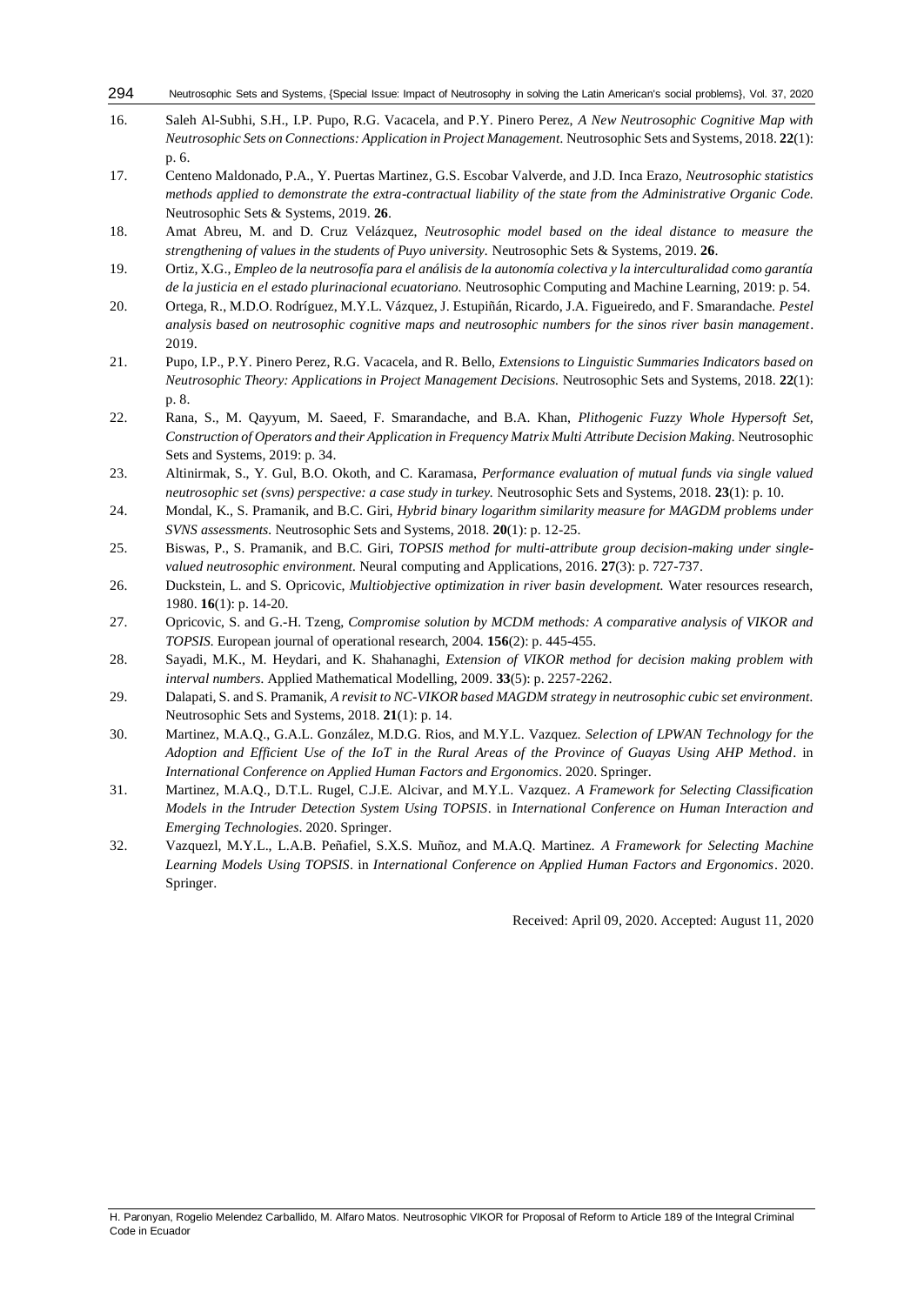16. Saleh Al-Subhi, S.H., I.P. Pupo, R.G. Vacacela, and P.Y. Pinero Perez, *A New Neutrosophic Cognitive Map with Neutrosophic Sets on Connections: Application in Project Management.* Neutrosophic Sets and Systems, 2018. **22**(1): p. 6.
17. Centeno Maldonado, P.A., Y. Puertas Martinez, G.S. Escobar Valverde, and J.D. Inca Erazo, *Neutrosophic statistics methods applied to demonstrate the extra-contractual liability of the state from the Administrative Organic Code.* Neutrosophic Sets & Systems, 2019. **26**.
18. Amat Abreu, M. and D. Cruz Velázquez, *Neutrosophic model based on the ideal distance to measure the strengthening of values in the students of Puyo university.* Neutrosophic Sets & Systems, 2019. **26**.
19. Ortiz, X.G., *Empleo de la neutrosofía para el análisis de la autonomía colectiva y la interculturalidad como garantía de la justicia en el estado plurinacional ecuatoriano.* Neutrosophic Computing and Machine Learning, 2019: p. 54.
20. Ortega, R., M.D.O. Rodríguez, M.Y.L. Vázquez, J. Estupiñán, Ricardo, J.A. Figueiredo, and F. Smarandache. *Pestel analysis based on neutrosophic cognitive maps and neutrosophic numbers for the sinos river basin management*. 2019.
21. Pupo, I.P., P.Y. Pinero Perez, R.G. Vacacela, and R. Bello, *Extensions to Linguistic Summaries Indicators based on Neutrosophic Theory: Applications in Project Management Decisions.* Neutrosophic Sets and Systems, 2018. **22**(1): p. 8.
22. Rana, S., M. Qayyum, M. Saeed, F. Smarandache, and B.A. Khan, *Plithogenic Fuzzy Whole Hypersoft Set, Construction of Operators and their Application in Frequency Matrix Multi Attribute Decision Making.* Neutrosophic Sets and Systems, 2019: p. 34.
23. Altinirmak, S., Y. Gul, B.O. Okoth, and C. Karamasa, *Performance evaluation of mutual funds via single valued neutrosophic set (svns) perspective: a case study in turkey.* Neutrosophic Sets and Systems, 2018. **23**(1): p. 10.
24. Mondal, K., S. Pramanik, and B.C. Giri, *Hybrid binary logarithm similarity measure for MAGDM problems under SVNS assessments.* Neutrosophic Sets and Systems, 2018. **20**(1): p. 12-25.
25. Biswas, P., S. Pramanik, and B.C. Giri, *TOPSIS method for multi-attribute group decision-making under single-valued neutrosophic environment.* Neural computing and Applications, 2016. **27**(3): p. 727-737.
26. Duckstein, L. and S. Opricovic, *Multiobjective optimization in river basin development.* Water resources research, 1980. **16**(1): p. 14-20.
27. Opricovic, S. and G.-H. Tzeng, *Compromise solution by MCDM methods: A comparative analysis of VIKOR and TOPSIS.* European journal of operational research, 2004. **156**(2): p. 445-455.
28. Sayadi, M.K., M. Heydari, and K. Shahanaghi, *Extension of VIKOR method for decision making problem with interval numbers.* Applied Mathematical Modelling, 2009. **33**(5): p. 2257-2262.
29. Dalapati, S. and S. Pramanik, *A revisit to NC-VIKOR based MAGDM strategy in neutrosophic cubic set environment.* Neutrosophic Sets and Systems, 2018. **21**(1): p. 14.
30. Martinez, M.A.Q., G.A.L. González, M.D.G. Rios, and M.Y.L. Vazquez. *Selection of LPWAN Technology for the Adoption and Efficient Use of the IoT in the Rural Areas of the Province of Guayas Using AHP Method*. in *International Conference on Applied Human Factors and Ergonomics*. 2020. Springer.
31. Martinez, M.A.Q., D.T.L. Rugel, C.J.E. Alcivar, and M.Y.L. Vazquez. *A Framework for Selecting Classification Models in the Intruder Detection System Using TOPSIS*. in *International Conference on Human Interaction and Emerging Technologies*. 2020. Springer.
32. Vazquezl, M.Y.L., L.A.B. Peñafiel, S.X.S. Muñoz, and M.A.Q. Martinez. *A Framework for Selecting Machine Learning Models Using TOPSIS*. in *International Conference on Applied Human Factors and Ergonomics*. 2020. Springer.

Received: April 09, 2020. Accepted: August 11, 2020